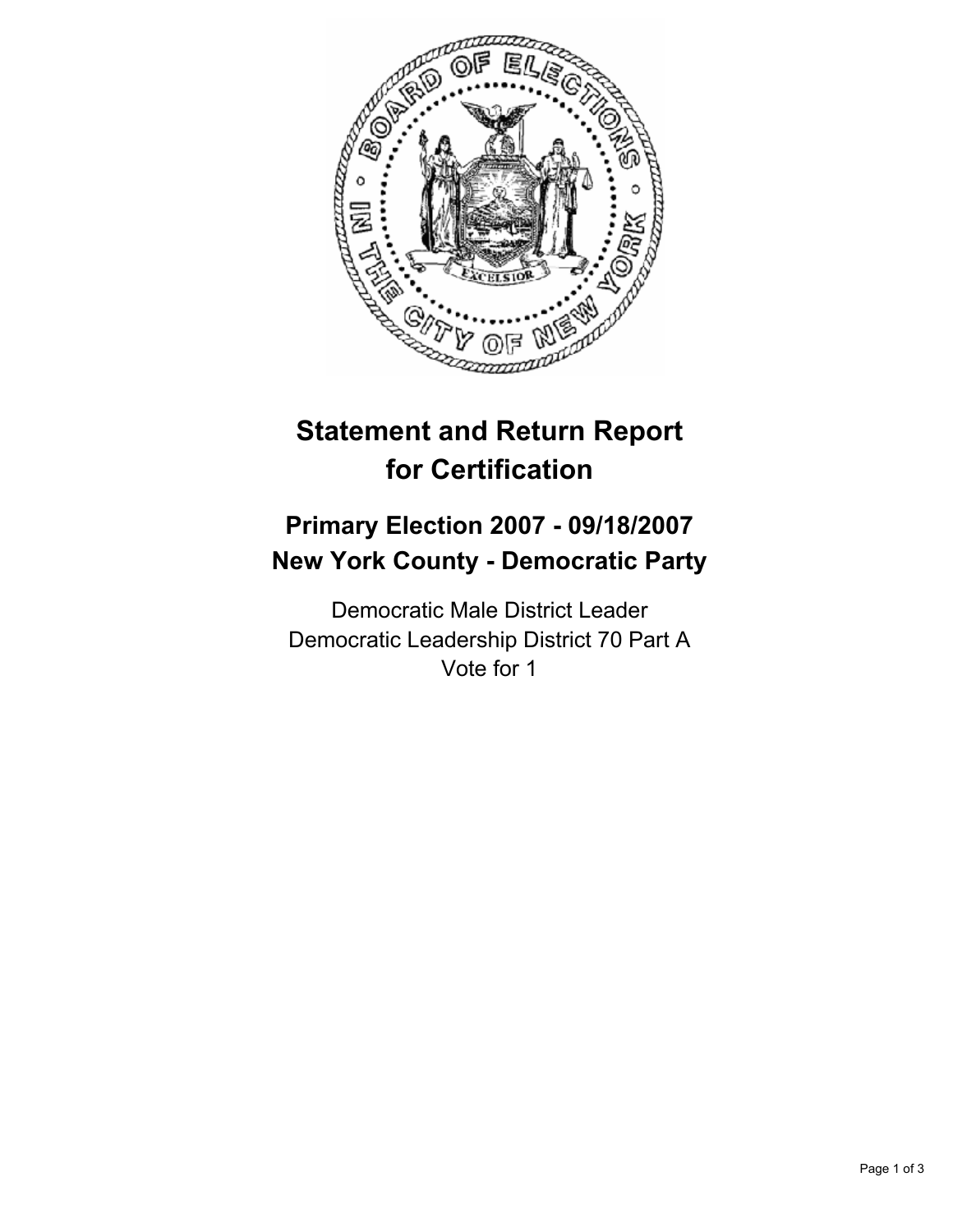# Statement and Return Report for Certification

## Primary Election 2007 - 09/18/2007
## New York County - Democratic Party

Democratic Male District Leader
Democratic Leadership District 70 Part A
Vote for 1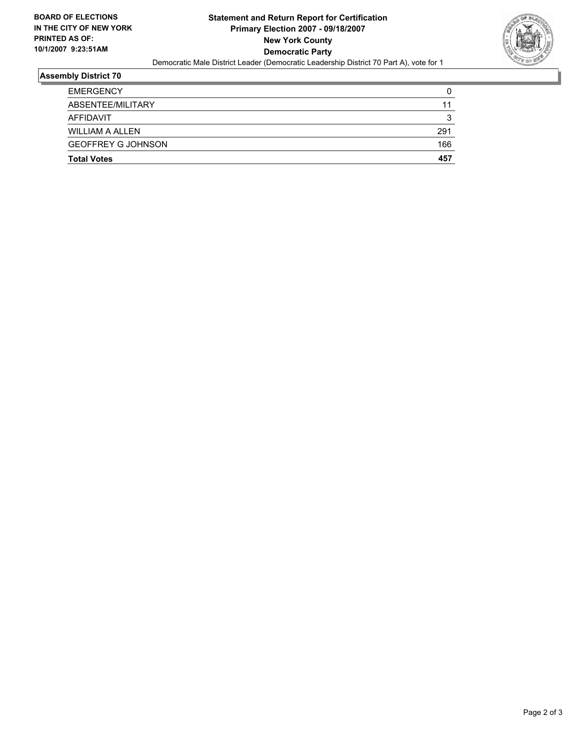**BOARD OF ELECTIONS IN THE CITY OF NEW YORK PRINTED AS OF: 10/1/2007 9:23:51AM**

**Statement and Return Report for Certification**
**Primary Election 2007 - 09/18/2007**
**New York County**
**Democratic Party**

Democratic Male District Leader (Democratic Leadership District 70 Part A), vote for 1

## Assembly District 70

| | |
|---|---|
| EMERGENCY | 0 |
| ABSENTEE/MILITARY | 11 |
| AFFIDAVIT | 3 |
| WILLIAM A ALLEN | 291 |
| GEOFFREY G JOHNSON | 166 |
| **Total Votes** | **457** |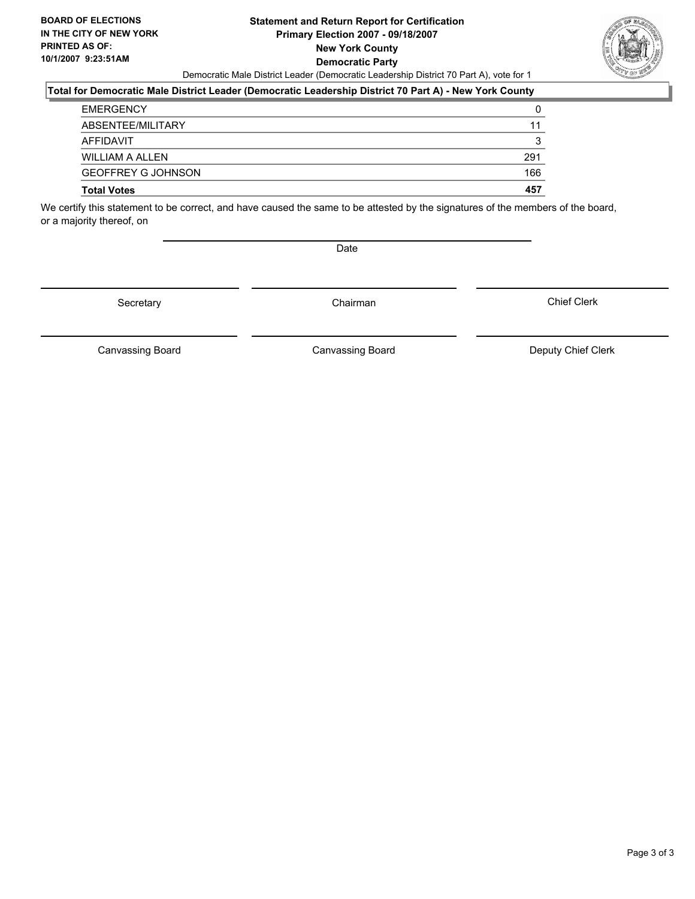**BOARD OF ELECTIONS IN THE CITY OF NEW YORK PRINTED AS OF: 10/1/2007 9:23:51AM**

**Statement and Return Report for Certification**
**Primary Election 2007 - 09/18/2007**
**New York County**
**Democratic Party**

Democratic Male District Leader (Democratic Leadership District 70 Part A), vote for 1

**Total for Democratic Male District Leader (Democratic Leadership District 70 Part A) - New York County**

| | |
|---|---|
| EMERGENCY | 0 |
| ABSENTEE/MILITARY | 11 |
| AFFIDAVIT | 3 |
| WILLIAM A ALLEN | 291 |
| GEOFFREY G JOHNSON | 166 |
| **Total Votes** | **457** |

We certify this statement to be correct, and have caused the same to be attested by the signatures of the members of the board, or a majority thereof, on

Date

Secretary

Chairman

Chief Clerk

Canvassing Board

Canvassing Board

Deputy Chief Clerk